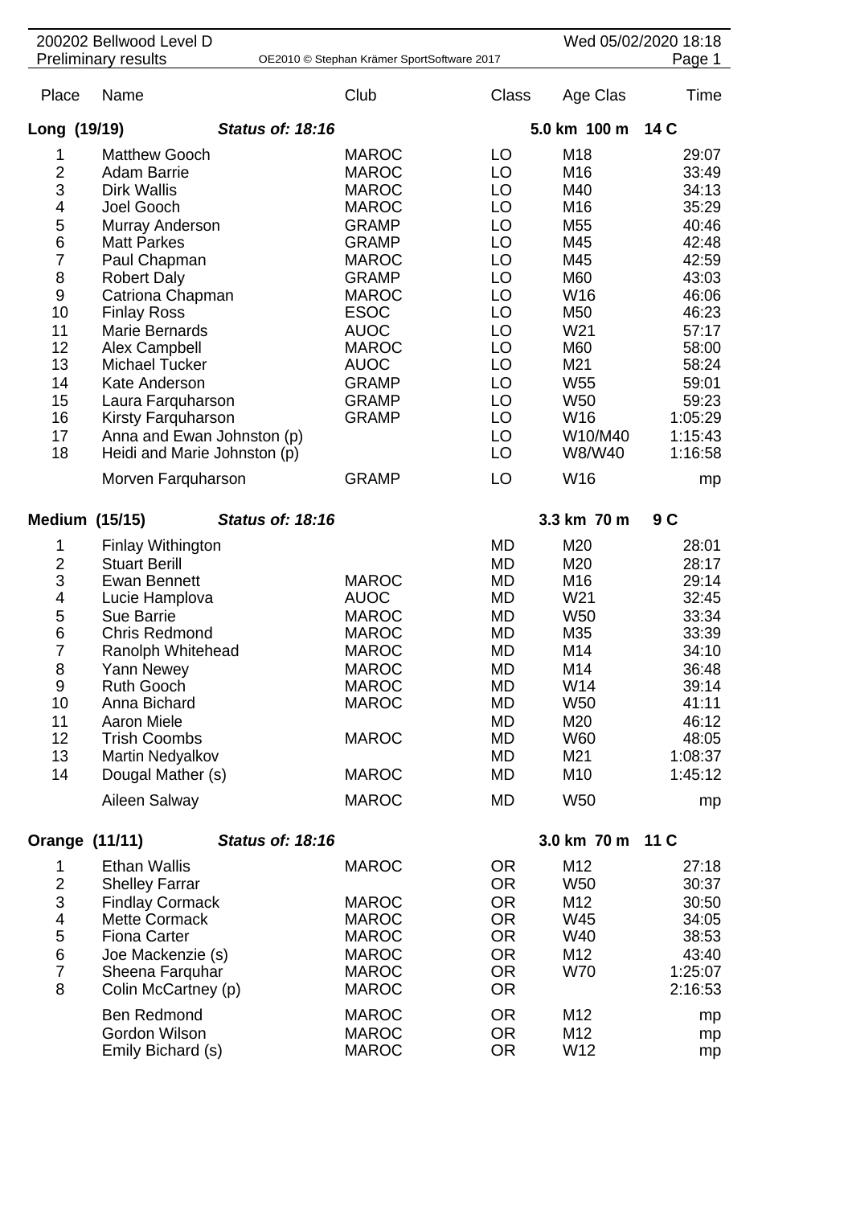200202 Bellwood Level D
Preliminary results

OE2010 © Stephan Krämer SportSoftware 2017

Wed 05/02/2020 18:18

| Place | Name | Club | Class | Age Clas | Time |
|---|---|---|---|---|---|
| **Long (19/19)** | ***Status of: 18:16*** | | | **5.0 km 100 m** | **14 C** |
| 1 | Matthew Gooch | MAROC | LO | M18 | 29:07 |
| 2 | Adam Barrie | MAROC | LO | M16 | 33:49 |
| 3 | Dirk Wallis | MAROC | LO | M40 | 34:13 |
| 4 | Joel Gooch | MAROC | LO | M16 | 35:29 |
| 5 | Murray Anderson | GRAMP | LO | M55 | 40:46 |
| 6 | Matt Parkes | GRAMP | LO | M45 | 42:48 |
| 7 | Paul Chapman | MAROC | LO | M45 | 42:59 |
| 8 | Robert Daly | GRAMP | LO | M60 | 43:03 |
| 9 | Catriona Chapman | MAROC | LO | W16 | 46:06 |
| 10 | Finlay Ross | ESOC | LO | M50 | 46:23 |
| 11 | Marie Bernards | AUOC | LO | W21 | 57:17 |
| 12 | Alex Campbell | MAROC | LO | M60 | 58:00 |
| 13 | Michael Tucker | AUOC | LO | M21 | 58:24 |
| 14 | Kate Anderson | GRAMP | LO | W55 | 59:01 |
| 15 | Laura Farquharson | GRAMP | LO | W50 | 59:23 |
| 16 | Kirsty Farquharson | GRAMP | LO | W16 | 1:05:29 |
| 17 | Anna and Ewan Johnston (p) | | LO | W10/M40 | 1:15:43 |
| 18 | Heidi and Marie Johnston (p) | | LO | W8/W40 | 1:16:58 |
| | Morven Farquharson | GRAMP | LO | W16 | mp |
| **Medium (15/15)** | ***Status of: 18:16*** | | | **3.3 km 70 m** | **9 C** |
| 1 | Finlay Withington | | MD | M20 | 28:01 |
| 2 | Stuart Berill | | MD | M20 | 28:17 |
| 3 | Ewan Bennett | MAROC | MD | M16 | 29:14 |
| 4 | Lucie Hamplova | AUOC | MD | W21 | 32:45 |
| 5 | Sue Barrie | MAROC | MD | W50 | 33:34 |
| 6 | Chris Redmond | MAROC | MD | M35 | 33:39 |
| 7 | Ranolph Whitehead | MAROC | MD | M14 | 34:10 |
| 8 | Yann Newey | MAROC | MD | M14 | 36:48 |
| 9 | Ruth Gooch | MAROC | MD | W14 | 39:14 |
| 10 | Anna Bichard | MAROC | MD | W50 | 41:11 |
| 11 | Aaron Miele | | MD | M20 | 46:12 |
| 12 | Trish Coombs | MAROC | MD | W60 | 48:05 |
| 13 | Martin Nedyalkov | | MD | M21 | 1:08:37 |
| 14 | Dougal Mather (s) | MAROC | MD | M10 | 1:45:12 |
| | Aileen Salway | MAROC | MD | W50 | mp |
| **Orange (11/11)** | ***Status of: 18:16*** | | | **3.0 km 70 m** | **11 C** |
| 1 | Ethan Wallis | MAROC | OR | M12 | 27:18 |
| 2 | Shelley Farrar | | OR | W50 | 30:37 |
| 3 | Findlay Cormack | MAROC | OR | M12 | 30:50 |
| 4 | Mette Cormack | MAROC | OR | W45 | 34:05 |
| 5 | Fiona Carter | MAROC | OR | W40 | 38:53 |
| 6 | Joe Mackenzie (s) | MAROC | OR | M12 | 43:40 |
| 7 | Sheena Farquhar | MAROC | OR | W70 | 1:25:07 |
| 8 | Colin McCartney (p) | MAROC | OR | | 2:16:53 |
| | Ben Redmond | MAROC | OR | M12 | mp |
| | Gordon Wilson | MAROC | OR | M12 | mp |
| | Emily Bichard (s) | MAROC | OR | W12 | mp |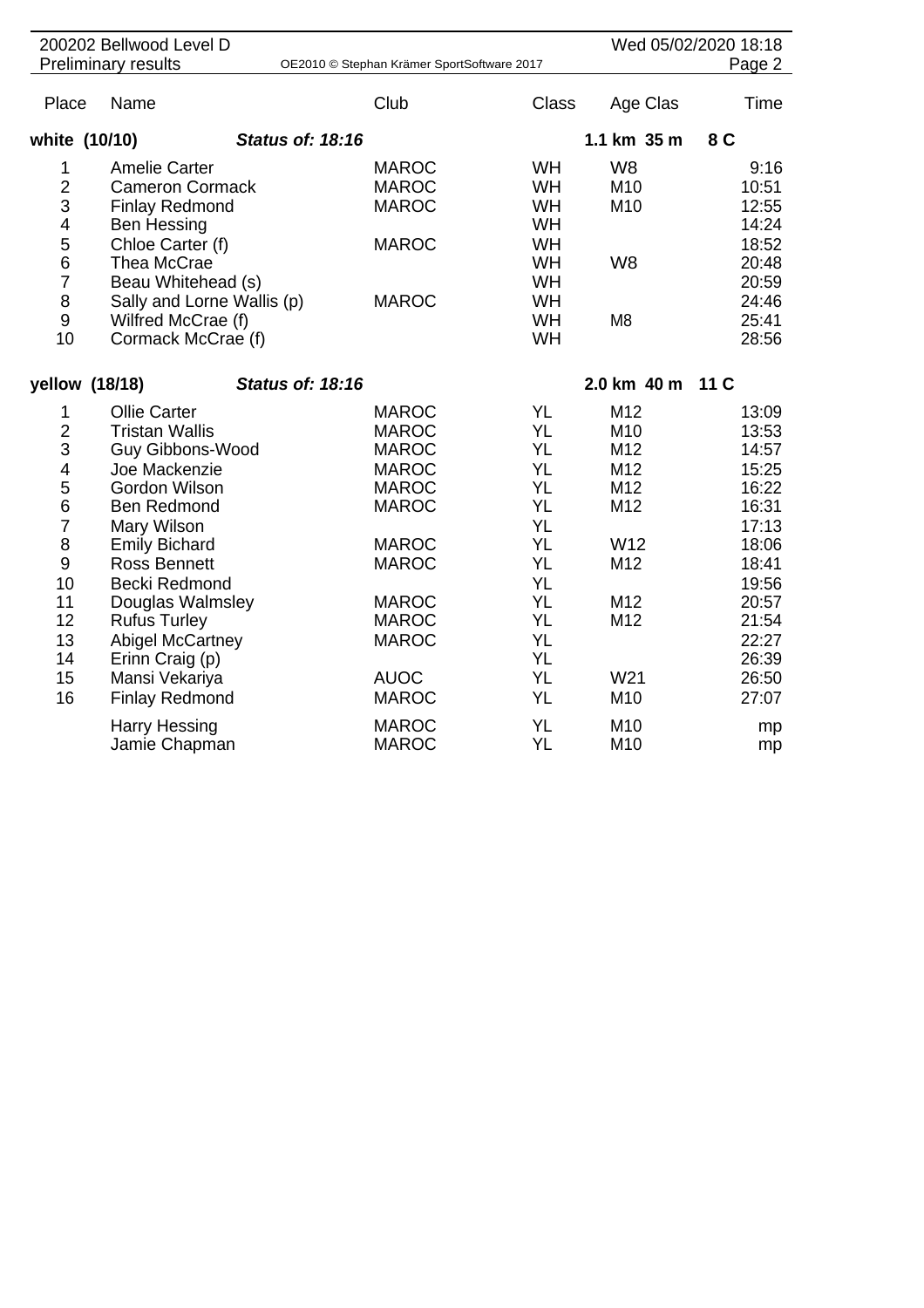200202 Bellwood Level D
Preliminary results

Wed 05/02/2020 18:18

| Place | Name | Club | Class | Age Clas | Time |
|---|---|---|---|---|---|
| **white (10/10)** | ***Status of: 18:16*** | | | **1.1 km 35 m** | **8 C** |
| 1 | Amelie Carter | MAROC | WH | W8 | 9:16 |
| 2 | Cameron Cormack | MAROC | WH | M10 | 10:51 |
| 3 | Finlay Redmond | MAROC | WH | M10 | 12:55 |
| 4 | Ben Hessing | | WH | | 14:24 |
| 5 | Chloe Carter (f) | MAROC | WH | | 18:52 |
| 6 | Thea McCrae | | WH | W8 | 20:48 |
| 7 | Beau Whitehead (s) | | WH | | 20:59 |
| 8 | Sally and Lorne Wallis (p) | MAROC | WH | | 24:46 |
| 9 | Wilfred McCrae (f) | | WH | M8 | 25:41 |
| 10 | Cormack McCrae (f) | | WH | | 28:56 |
| **yellow (18/18)** | ***Status of: 18:16*** | | | **2.0 km 40 m** | **11 C** |
| 1 | Ollie Carter | MAROC | YL | M12 | 13:09 |
| 2 | Tristan Wallis | MAROC | YL | M10 | 13:53 |
| 3 | Guy Gibbons-Wood | MAROC | YL | M12 | 14:57 |
| 4 | Joe Mackenzie | MAROC | YL | M12 | 15:25 |
| 5 | Gordon Wilson | MAROC | YL | M12 | 16:22 |
| 6 | Ben Redmond | MAROC | YL | M12 | 16:31 |
| 7 | Mary Wilson | | YL | | 17:13 |
| 8 | Emily Bichard | MAROC | YL | W12 | 18:06 |
| 9 | Ross Bennett | MAROC | YL | M12 | 18:41 |
| 10 | Becki Redmond | | YL | | 19:56 |
| 11 | Douglas Walmsley | MAROC | YL | M12 | 20:57 |
| 12 | Rufus Turley | MAROC | YL | M12 | 21:54 |
| 13 | Abigel McCartney | MAROC | YL | | 22:27 |
| 14 | Erinn Craig (p) | | YL | | 26:39 |
| 15 | Mansi Vekariya | AUOC | YL | W21 | 26:50 |
| 16 | Finlay Redmond | MAROC | YL | M10 | 27:07 |
| | Harry Hessing | MAROC | YL | M10 | mp |
| | Jamie Chapman | MAROC | YL | M10 | mp |